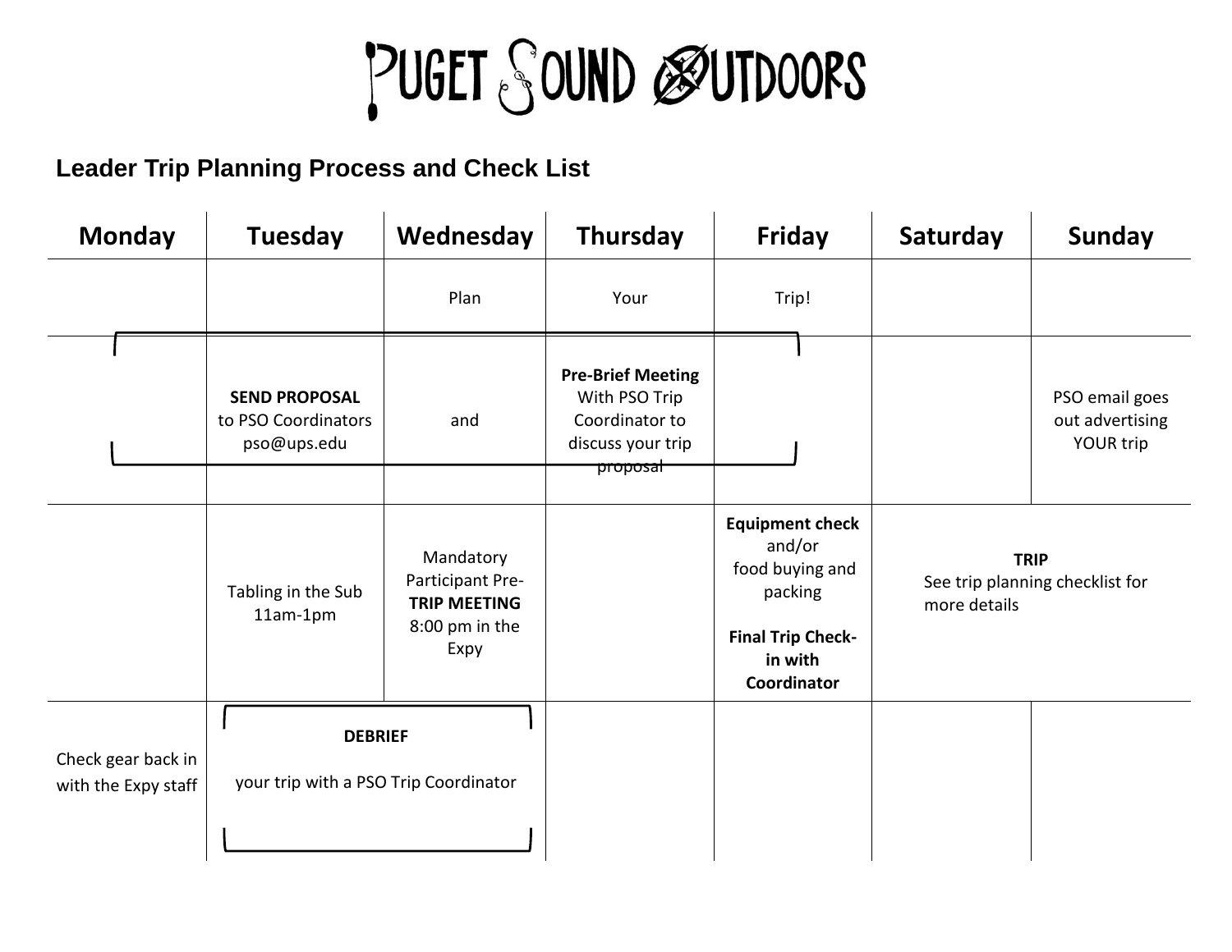# Puget Sound Outdoors

## Leader Trip Planning Process and Check List

| Monday | Tuesday | Wednesday | Thursday | Friday | Saturday | Sunday |
|---|---|---|---|---|---|---|
| | | Plan | Your | Trip! | | |
| | **SEND PROPOSAL** to PSO Coordinators pso@ups.edu | and | **Pre-Brief Meeting** With PSO Trip Coordinator to discuss your trip proposal | | | PSO email goes out advertising YOUR trip |
| | Tabling in the Sub 11am-1pm | Mandatory Participant Pre-**TRIP MEETING** 8:00 pm in the Expy | | **Equipment check** and/or food buying and packing<br><br>**Final Trip Check-in with Coordinator** | **TRIP** See trip planning checklist for more details | |
| Check gear back in with the Expy staff | **DEBRIEF** your trip with a PSO Trip Coordinator | | | | | |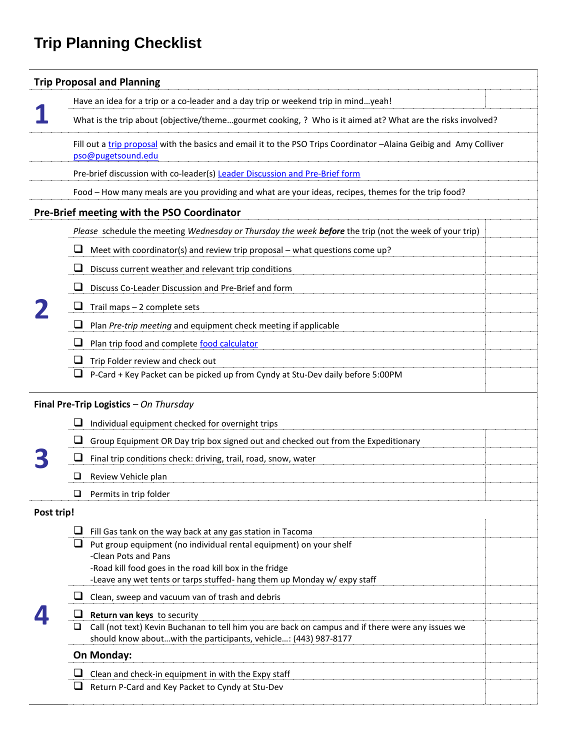# Trip Planning Checklist

## Trip Proposal and Planning

**1**

Have an idea for a trip or a co-leader and a day trip or weekend trip in mind…yeah!

What is the trip about (objective/theme…gourmet cooking, ? Who is it aimed at? What are the risks involved?

Fill out a trip proposal with the basics and email it to the PSO Trips Coordinator –Alaina Geibig and Amy Colliver pso@pugetsound.edu

Pre-brief discussion with co-leader(s) Leader Discussion and Pre-Brief form

Food – How many meals are you providing and what are your ideas, recipes, themes for the trip food?

## Pre-Brief meeting with the PSO Coordinator

**2**

*Please* schedule the meeting *Wednesday or Thursday the week **before*** the trip (not the week of your trip)

- ❑ Meet with coordinator(s) and review trip proposal – what questions come up?
- ❑ Discuss current weather and relevant trip conditions
- ❑ Discuss Co-Leader Discussion and Pre-Brief and form
- ❑ Trail maps – 2 complete sets
- ❑ Plan *Pre-trip meeting* and equipment check meeting if applicable
- ❑ Plan trip food and complete food calculator
- ❑ Trip Folder review and check out
- ❑ P-Card + Key Packet can be picked up from Cyndy at Stu-Dev daily before 5:00PM

## Final Pre-Trip Logistics – *On Thursday*

**3**

- ❑ Individual equipment checked for overnight trips
- ❑ Group Equipment OR Day trip box signed out and checked out from the Expeditionary
- ❑ Final trip conditions check: driving, trail, road, snow, water
- ❑ Review Vehicle plan
- ❑ Permits in trip folder

## Post trip!

**4**

- ❑ Fill Gas tank on the way back at any gas station in Tacoma
- ❑ Put group equipment (no individual rental equipment) on your shelf
  - -Clean Pots and Pans
  - -Road kill food goes in the road kill box in the fridge
  - -Leave any wet tents or tarps stuffed- hang them up Monday w/ expy staff
- ❑ Clean, sweep and vacuum van of trash and debris
- ❑ **Return van keys** to security
- ❑ Call (not text) Kevin Buchanan to tell him you are back on campus and if there were any issues we should know about…with the participants, vehicle…: (443) 987-8177

### On Monday:

- ❑ Clean and check-in equipment in with the Expy staff
- ❑ Return P-Card and Key Packet to Cyndy at Stu-Dev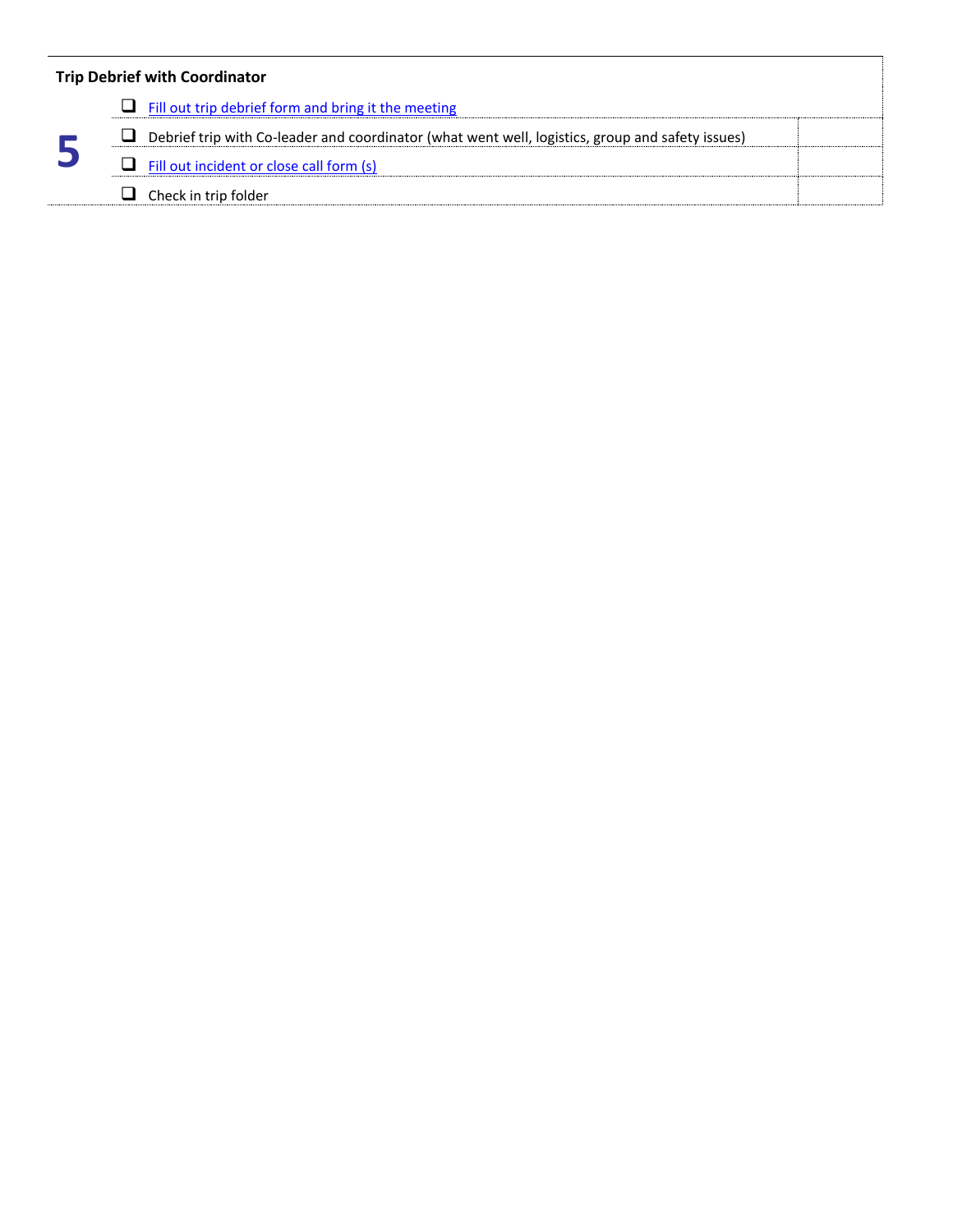**Trip Debrief with Coordinator**

| | | |
|---|---|---|
| **5** | ❑ Fill out trip debrief form and bring it the meeting | |
| | ❑ Debrief trip with Co-leader and coordinator (what went well, logistics, group and safety issues) | |
| | ❑ Fill out incident or close call form (s) | |
| | ❑ Check in trip folder | |